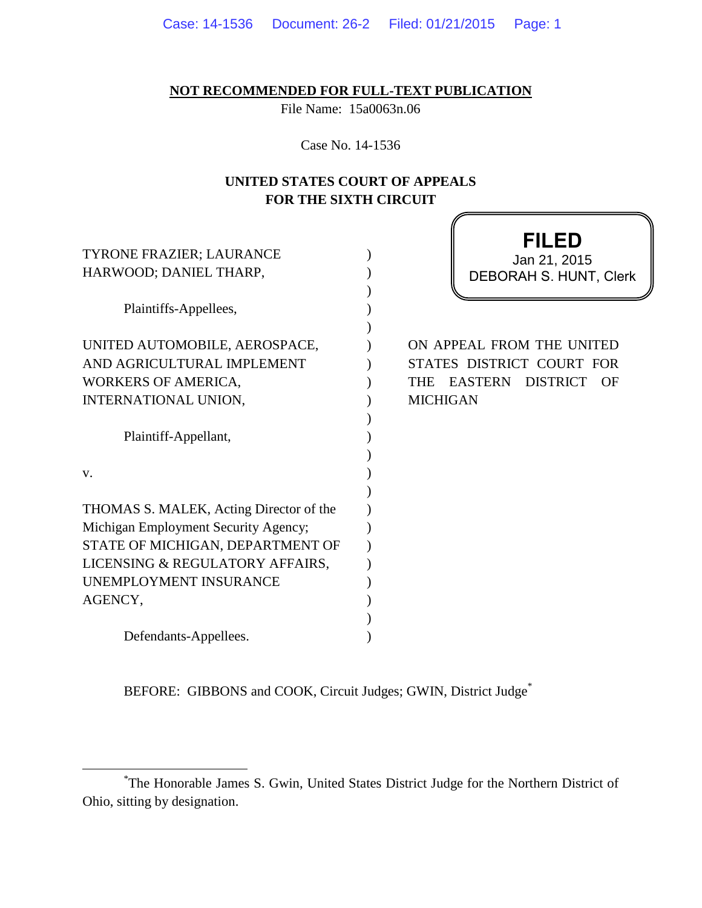**NOT RECOMMENDED FOR FULL-TEXT PUBLICATION**

File Name: 15a0063n.06

Case No. 14-1536

**UNITED STATES COURT OF APPEALS**
**FOR THE SIXTH CIRCUIT**

**FILED**
Jan 21, 2015
DEBORAH S. HUNT, Clerk

TYRONE FRAZIER; LAURANCE HARWOOD; DANIEL THARP,

Plaintiffs-Appellees,

UNITED AUTOMOBILE, AEROSPACE, AND AGRICULTURAL IMPLEMENT WORKERS OF AMERICA, INTERNATIONAL UNION,

Plaintiff-Appellant,

v.

THOMAS S. MALEK, Acting Director of the Michigan Employment Security Agency; STATE OF MICHIGAN, DEPARTMENT OF LICENSING & REGULATORY AFFAIRS, UNEMPLOYMENT INSURANCE AGENCY,

Defendants-Appellees.

ON APPEAL FROM THE UNITED STATES DISTRICT COURT FOR THE EASTERN DISTRICT OF MICHIGAN

BEFORE: GIBBONS and COOK, Circuit Judges; GWIN, District Judge[*]

---

[*]The Honorable James S. Gwin, United States District Judge for the Northern District of Ohio, sitting by designation.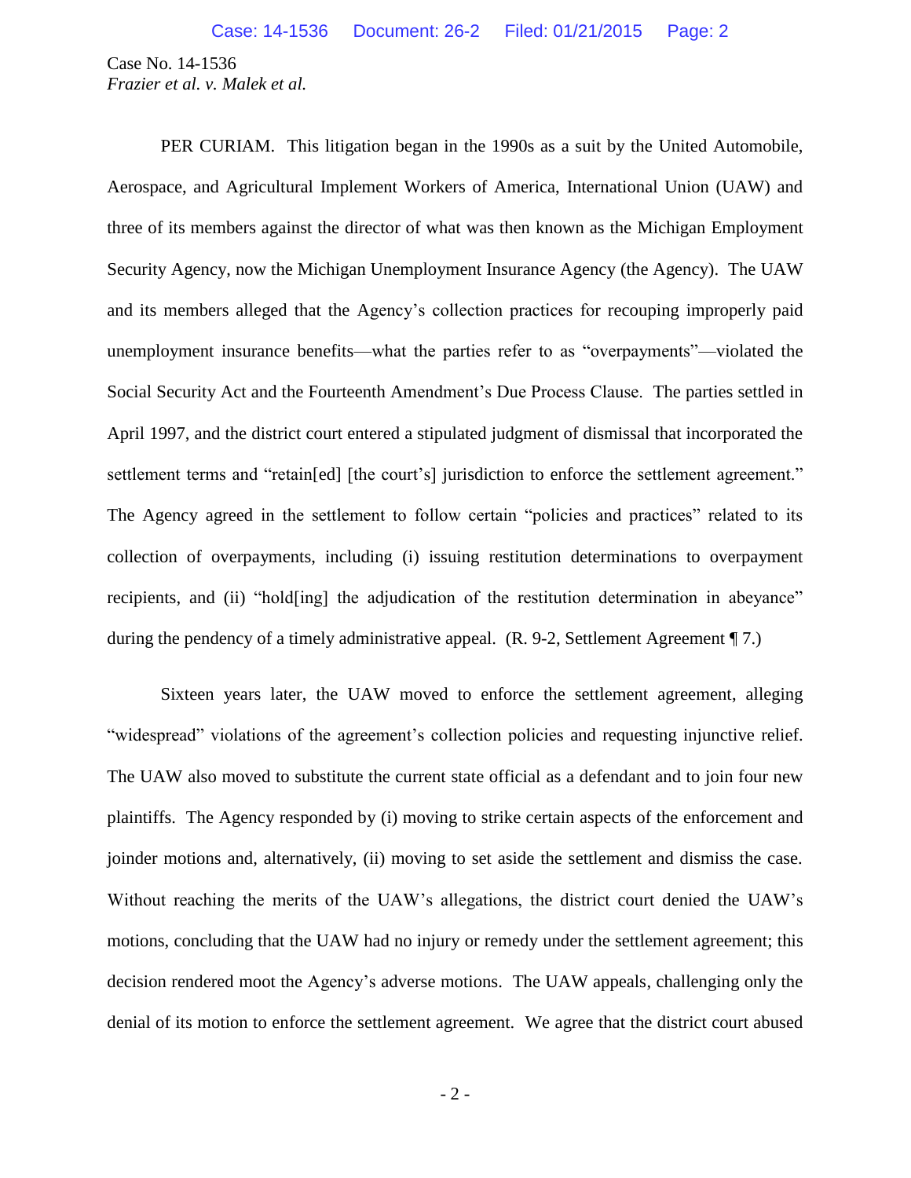Case No. 14-1536
*Frazier et al. v. Malek et al.*

PER CURIAM. This litigation began in the 1990s as a suit by the United Automobile, Aerospace, and Agricultural Implement Workers of America, International Union (UAW) and three of its members against the director of what was then known as the Michigan Employment Security Agency, now the Michigan Unemployment Insurance Agency (the Agency). The UAW and its members alleged that the Agency's collection practices for recouping improperly paid unemployment insurance benefits—what the parties refer to as "overpayments"—violated the Social Security Act and the Fourteenth Amendment's Due Process Clause. The parties settled in April 1997, and the district court entered a stipulated judgment of dismissal that incorporated the settlement terms and "retain[ed] [the court's] jurisdiction to enforce the settlement agreement." The Agency agreed in the settlement to follow certain "policies and practices" related to its collection of overpayments, including (i) issuing restitution determinations to overpayment recipients, and (ii) "hold[ing] the adjudication of the restitution determination in abeyance" during the pendency of a timely administrative appeal. (R. 9-2, Settlement Agreement ¶ 7.)

Sixteen years later, the UAW moved to enforce the settlement agreement, alleging "widespread" violations of the agreement's collection policies and requesting injunctive relief. The UAW also moved to substitute the current state official as a defendant and to join four new plaintiffs. The Agency responded by (i) moving to strike certain aspects of the enforcement and joinder motions and, alternatively, (ii) moving to set aside the settlement and dismiss the case. Without reaching the merits of the UAW's allegations, the district court denied the UAW's motions, concluding that the UAW had no injury or remedy under the settlement agreement; this decision rendered moot the Agency's adverse motions. The UAW appeals, challenging only the denial of its motion to enforce the settlement agreement. We agree that the district court abused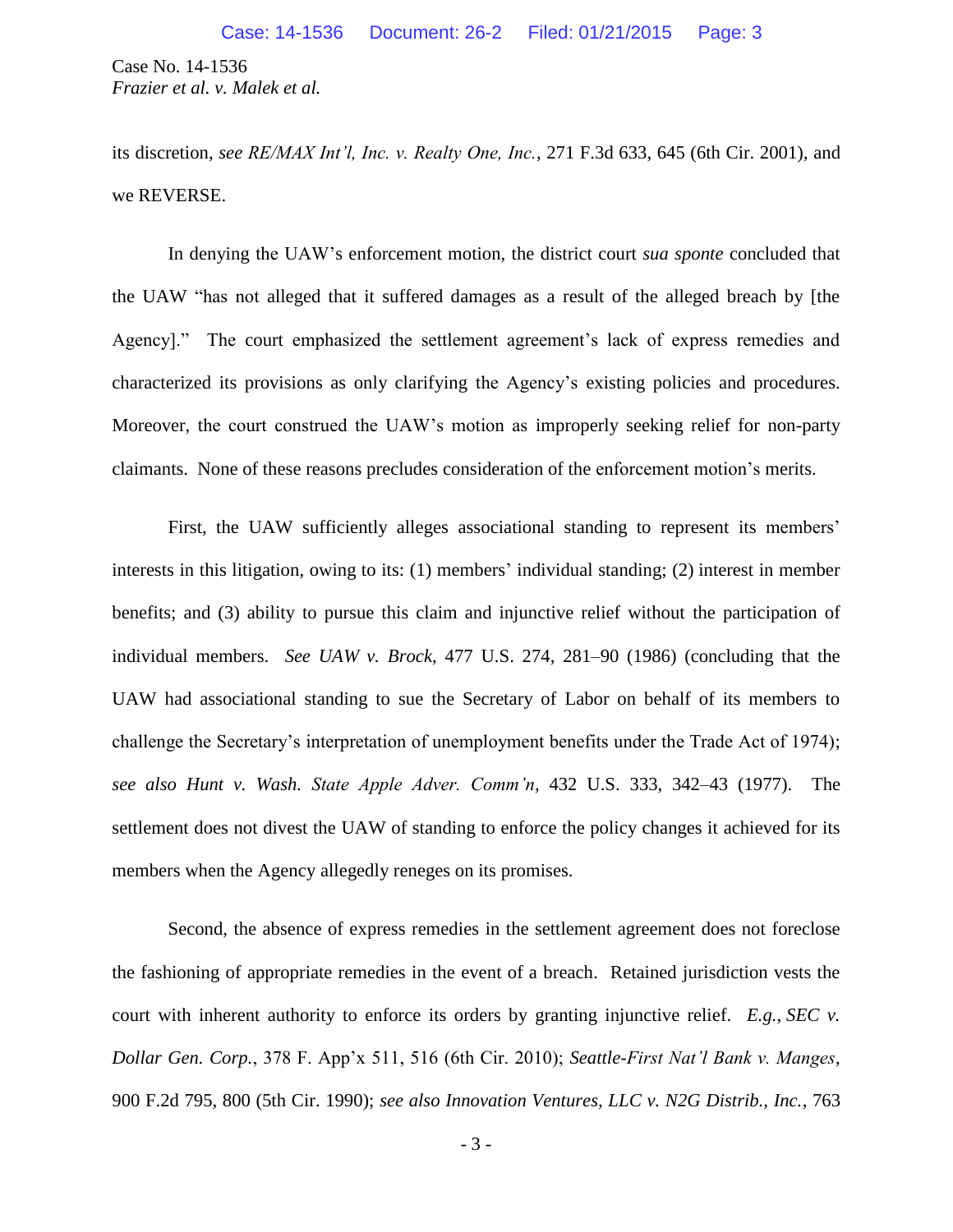its discretion, *see RE/MAX Int'l, Inc. v. Realty One, Inc.*, 271 F.3d 633, 645 (6th Cir. 2001), and we REVERSE.

In denying the UAW's enforcement motion, the district court *sua sponte* concluded that the UAW "has not alleged that it suffered damages as a result of the alleged breach by [the Agency]." The court emphasized the settlement agreement's lack of express remedies and characterized its provisions as only clarifying the Agency's existing policies and procedures. Moreover, the court construed the UAW's motion as improperly seeking relief for non-party claimants. None of these reasons precludes consideration of the enforcement motion's merits.

First, the UAW sufficiently alleges associational standing to represent its members' interests in this litigation, owing to its: (1) members' individual standing; (2) interest in member benefits; and (3) ability to pursue this claim and injunctive relief without the participation of individual members. *See UAW v. Brock*, 477 U.S. 274, 281–90 (1986) (concluding that the UAW had associational standing to sue the Secretary of Labor on behalf of its members to challenge the Secretary's interpretation of unemployment benefits under the Trade Act of 1974); *see also Hunt v. Wash. State Apple Adver. Comm'n*, 432 U.S. 333, 342–43 (1977). The settlement does not divest the UAW of standing to enforce the policy changes it achieved for its members when the Agency allegedly reneges on its promises.

Second, the absence of express remedies in the settlement agreement does not foreclose the fashioning of appropriate remedies in the event of a breach. Retained jurisdiction vests the court with inherent authority to enforce its orders by granting injunctive relief. *E.g.*, *SEC v. Dollar Gen. Corp.*, 378 F. App'x 511, 516 (6th Cir. 2010); *Seattle-First Nat'l Bank v. Manges*, 900 F.2d 795, 800 (5th Cir. 1990); *see also Innovation Ventures, LLC v. N2G Distrib., Inc.*, 763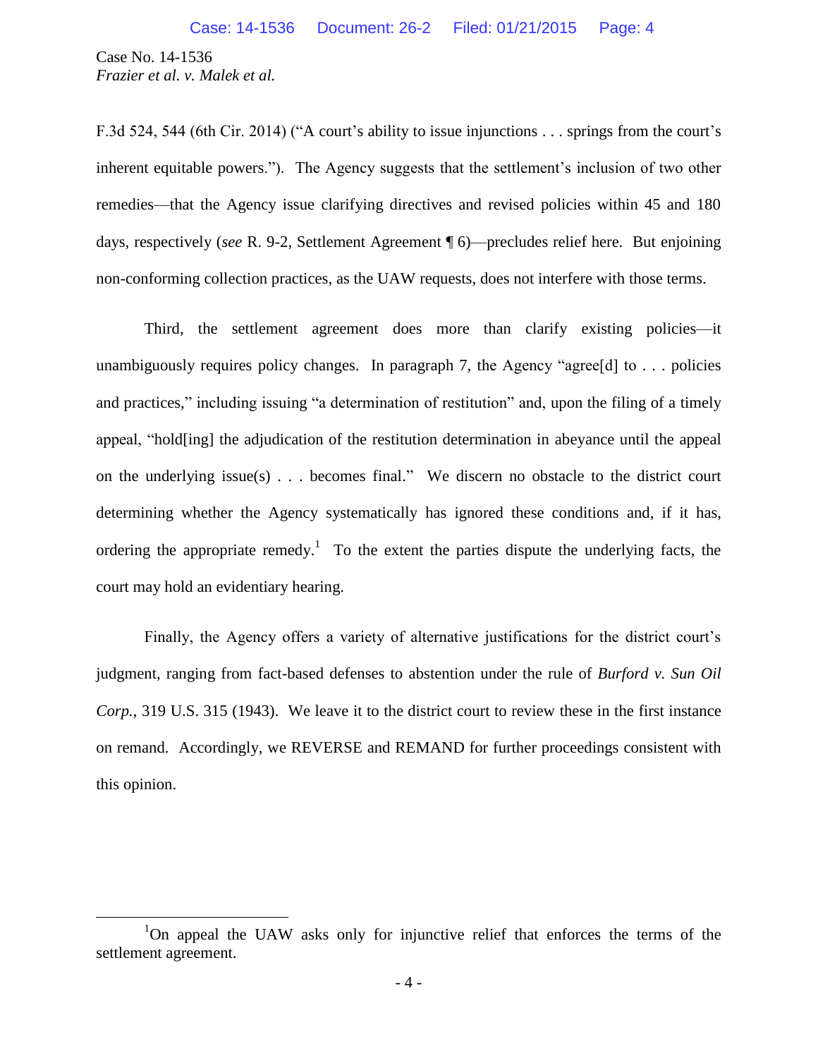Case No. 14-1536
*Frazier et al. v. Malek et al.*

F.3d 524, 544 (6th Cir. 2014) ("A court's ability to issue injunctions . . . springs from the court's inherent equitable powers."). The Agency suggests that the settlement's inclusion of two other remedies—that the Agency issue clarifying directives and revised policies within 45 and 180 days, respectively (*see* R. 9-2, Settlement Agreement ¶ 6)—precludes relief here. But enjoining non-conforming collection practices, as the UAW requests, does not interfere with those terms.

Third, the settlement agreement does more than clarify existing policies—it unambiguously requires policy changes. In paragraph 7, the Agency "agree[d] to . . . policies and practices," including issuing "a determination of restitution" and, upon the filing of a timely appeal, "hold[ing] the adjudication of the restitution determination in abeyance until the appeal on the underlying issue(s) . . . becomes final." We discern no obstacle to the district court determining whether the Agency systematically has ignored these conditions and, if it has, ordering the appropriate remedy.[1] To the extent the parties dispute the underlying facts, the court may hold an evidentiary hearing.

Finally, the Agency offers a variety of alternative justifications for the district court's judgment, ranging from fact-based defenses to abstention under the rule of *Burford v. Sun Oil Corp.*, 319 U.S. 315 (1943). We leave it to the district court to review these in the first instance on remand. Accordingly, we REVERSE and REMAND for further proceedings consistent with this opinion.

---

[1] On appeal the UAW asks only for injunctive relief that enforces the terms of the settlement agreement.